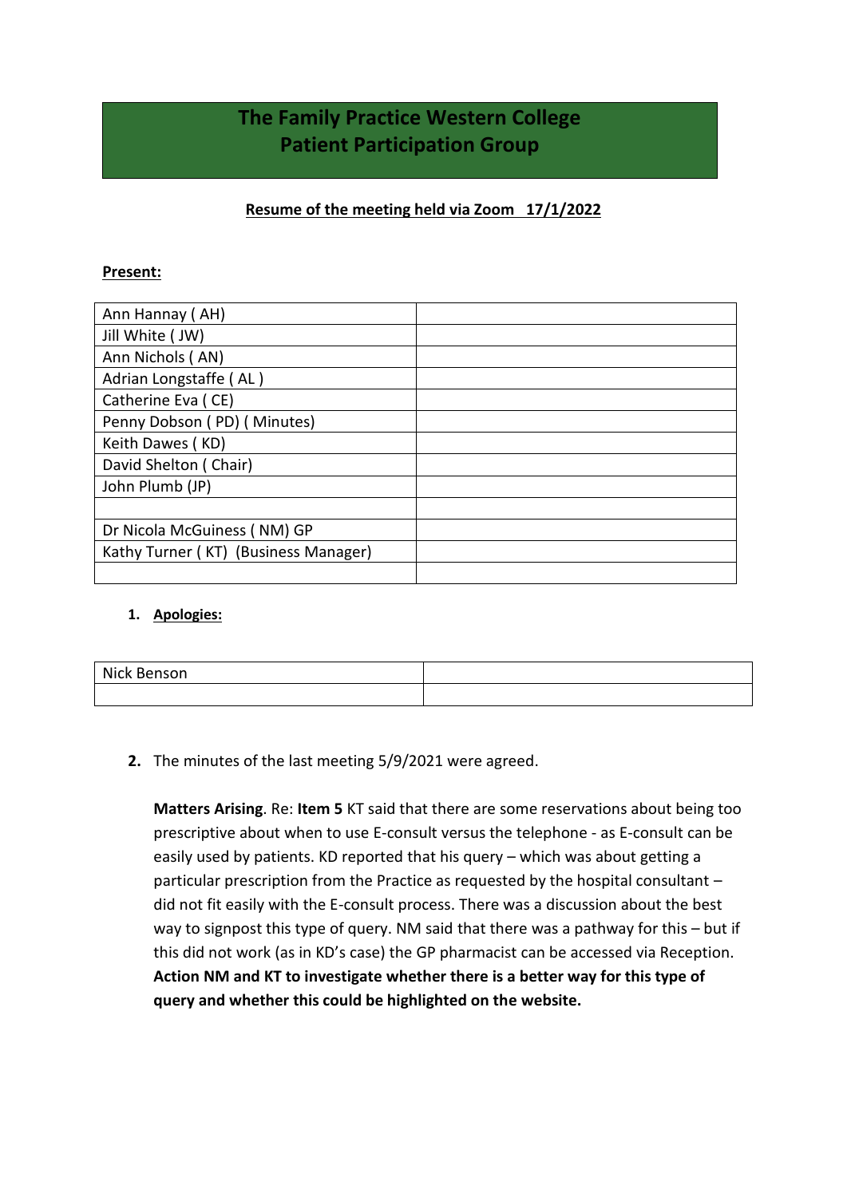# The Family Practice Western College
# Patient Participation Group

**Resume of the meeting held via Zoom 17/1/2022**

**Present:**

| | |
|---|---|
| Ann Hannay ( AH) | |
| Jill White ( JW) | |
| Ann Nichols ( AN) | |
| Adrian Longstaffe ( AL ) | |
| Catherine Eva ( CE) | |
| Penny Dobson ( PD) ( Minutes) | |
| Keith Dawes ( KD) | |
| David Shelton ( Chair) | |
| John Plumb (JP) | |
| | |
| Dr Nicola McGuiness ( NM) GP | |
| Kathy Turner ( KT) (Business Manager) | |
| | |

1. **Apologies:**

| | |
|---|---|
| Nick Benson | |
| | |

2. The minutes of the last meeting 5/9/2021 were agreed.

   **Matters Arising**. Re: **Item 5** KT said that there are some reservations about being too prescriptive about when to use E-consult versus the telephone - as E-consult can be easily used by patients. KD reported that his query – which was about getting a particular prescription from the Practice as requested by the hospital consultant – did not fit easily with the E-consult process. There was a discussion about the best way to signpost this type of query. NM said that there was a pathway for this – but if this did not work (as in KD's case) the GP pharmacist can be accessed via Reception. **Action NM and KT to investigate whether there is a better way for this type of query and whether this could be highlighted on the website.**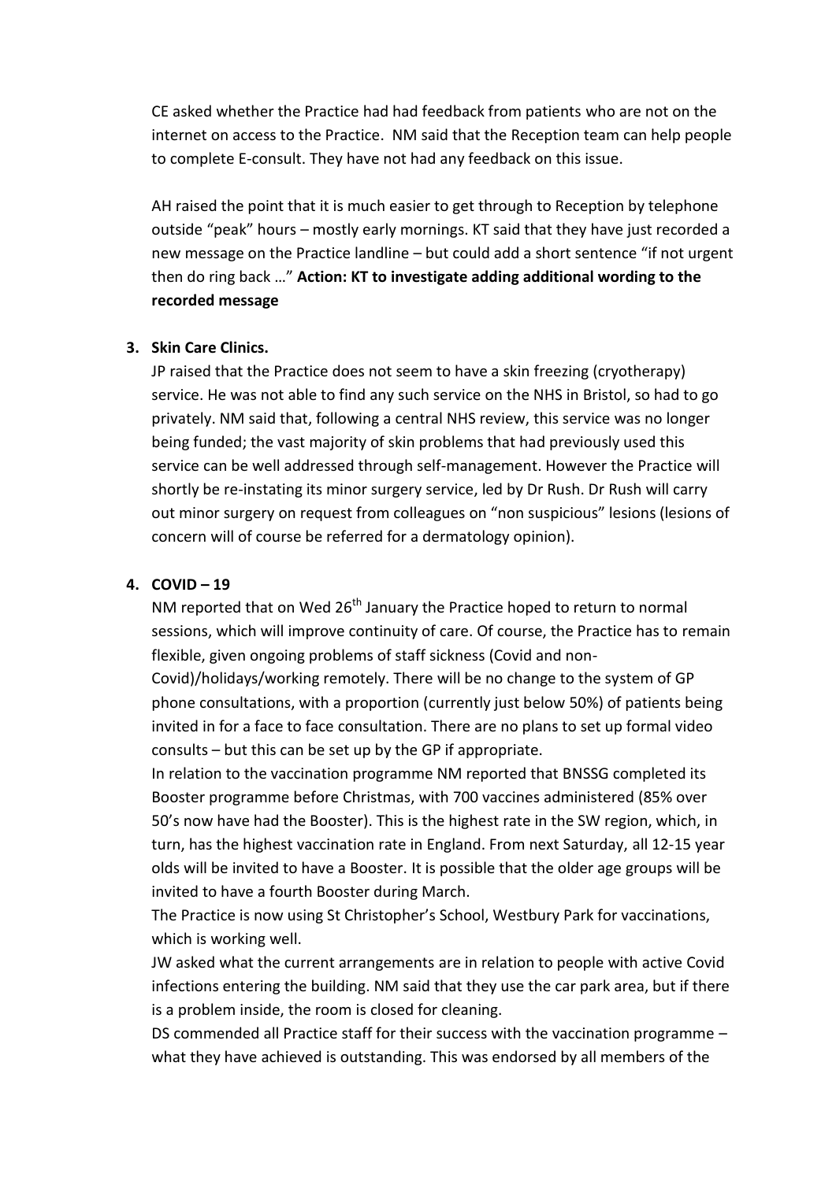CE asked whether the Practice had had feedback from patients who are not on the internet on access to the Practice. NM said that the Reception team can help people to complete E-consult. They have not had any feedback on this issue.

AH raised the point that it is much easier to get through to Reception by telephone outside "peak" hours – mostly early mornings. KT said that they have just recorded a new message on the Practice landline – but could add a short sentence "if not urgent then do ring back …" **Action: KT to investigate adding additional wording to the recorded message**

3. **Skin Care Clinics.**

JP raised that the Practice does not seem to have a skin freezing (cryotherapy) service. He was not able to find any such service on the NHS in Bristol, so had to go privately. NM said that, following a central NHS review, this service was no longer being funded; the vast majority of skin problems that had previously used this service can be well addressed through self-management. However the Practice will shortly be re-instating its minor surgery service, led by Dr Rush. Dr Rush will carry out minor surgery on request from colleagues on "non suspicious" lesions (lesions of concern will of course be referred for a dermatology opinion).

4. **COVID – 19**

NM reported that on Wed 26th January the Practice hoped to return to normal sessions, which will improve continuity of care. Of course, the Practice has to remain flexible, given ongoing problems of staff sickness (Covid and non-Covid)/holidays/working remotely. There will be no change to the system of GP phone consultations, with a proportion (currently just below 50%) of patients being invited in for a face to face consultation. There are no plans to set up formal video consults – but this can be set up by the GP if appropriate.

In relation to the vaccination programme NM reported that BNSSG completed its Booster programme before Christmas, with 700 vaccines administered (85% over 50's now have had the Booster). This is the highest rate in the SW region, which, in turn, has the highest vaccination rate in England. From next Saturday, all 12-15 year olds will be invited to have a Booster. It is possible that the older age groups will be invited to have a fourth Booster during March.

The Practice is now using St Christopher's School, Westbury Park for vaccinations, which is working well.

JW asked what the current arrangements are in relation to people with active Covid infections entering the building. NM said that they use the car park area, but if there is a problem inside, the room is closed for cleaning.

DS commended all Practice staff for their success with the vaccination programme – what they have achieved is outstanding. This was endorsed by all members of the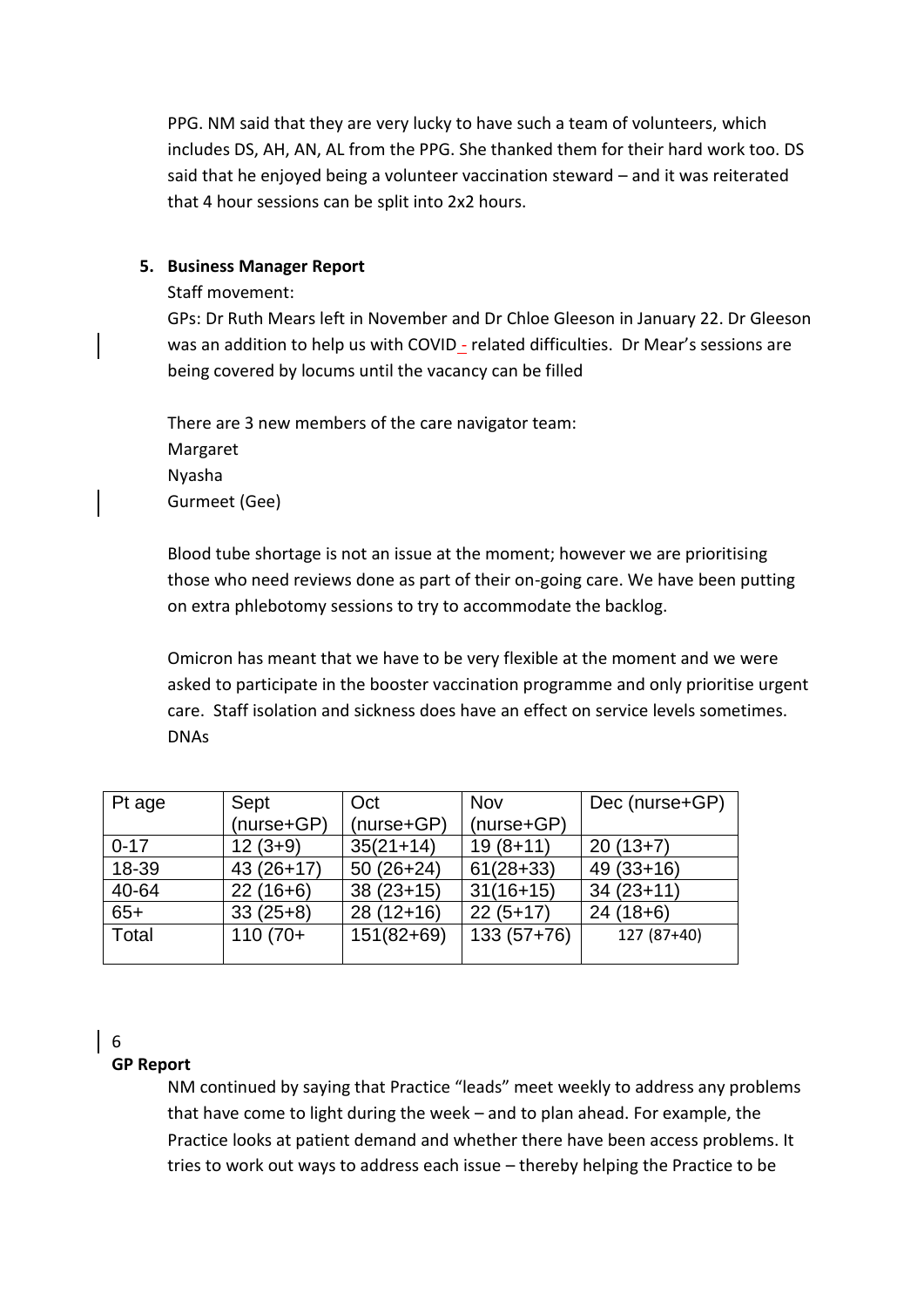PPG. NM said that they are very lucky to have such a team of volunteers, which includes DS, AH, AN, AL from the PPG. She thanked them for their hard work too. DS said that he enjoyed being a volunteer vaccination steward – and it was reiterated that 4 hour sessions can be split into 2x2 hours.

5. **Business Manager Report**

Staff movement:

GPs: Dr Ruth Mears left in November and Dr Chloe Gleeson in January 22. Dr Gleeson was an addition to help us with COVID - related difficulties. Dr Mear's sessions are being covered by locums until the vacancy can be filled

There are 3 new members of the care navigator team:
Margaret
Nyasha
Gurmeet (Gee)

Blood tube shortage is not an issue at the moment; however we are prioritising those who need reviews done as part of their on-going care. We have been putting on extra phlebotomy sessions to try to accommodate the backlog.

Omicron has meant that we have to be very flexible at the moment and we were asked to participate in the booster vaccination programme and only prioritise urgent care. Staff isolation and sickness does have an effect on service levels sometimes.
DNAs

| Pt age | Sept (nurse+GP) | Oct (nurse+GP) | Nov (nurse+GP) | Dec (nurse+GP) |
|---|---|---|---|---|
| 0-17 | 12 (3+9) | 35(21+14) | 19 (8+11) | 20 (13+7) |
| 18-39 | 43 (26+17) | 50 (26+24) | 61(28+33) | 49 (33+16) |
| 40-64 | 22 (16+6) | 38 (23+15) | 31(16+15) | 34 (23+11) |
| 65+ | 33 (25+8) | 28 (12+16) | 22 (5+17) | 24 (18+6) |
| Total | 110 (70+ | 151(82+69) | 133 (57+76) | 127 (87+40) |

6
**GP Report**

NM continued by saying that Practice "leads" meet weekly to address any problems that have come to light during the week – and to plan ahead. For example, the Practice looks at patient demand and whether there have been access problems. It tries to work out ways to address each issue – thereby helping the Practice to be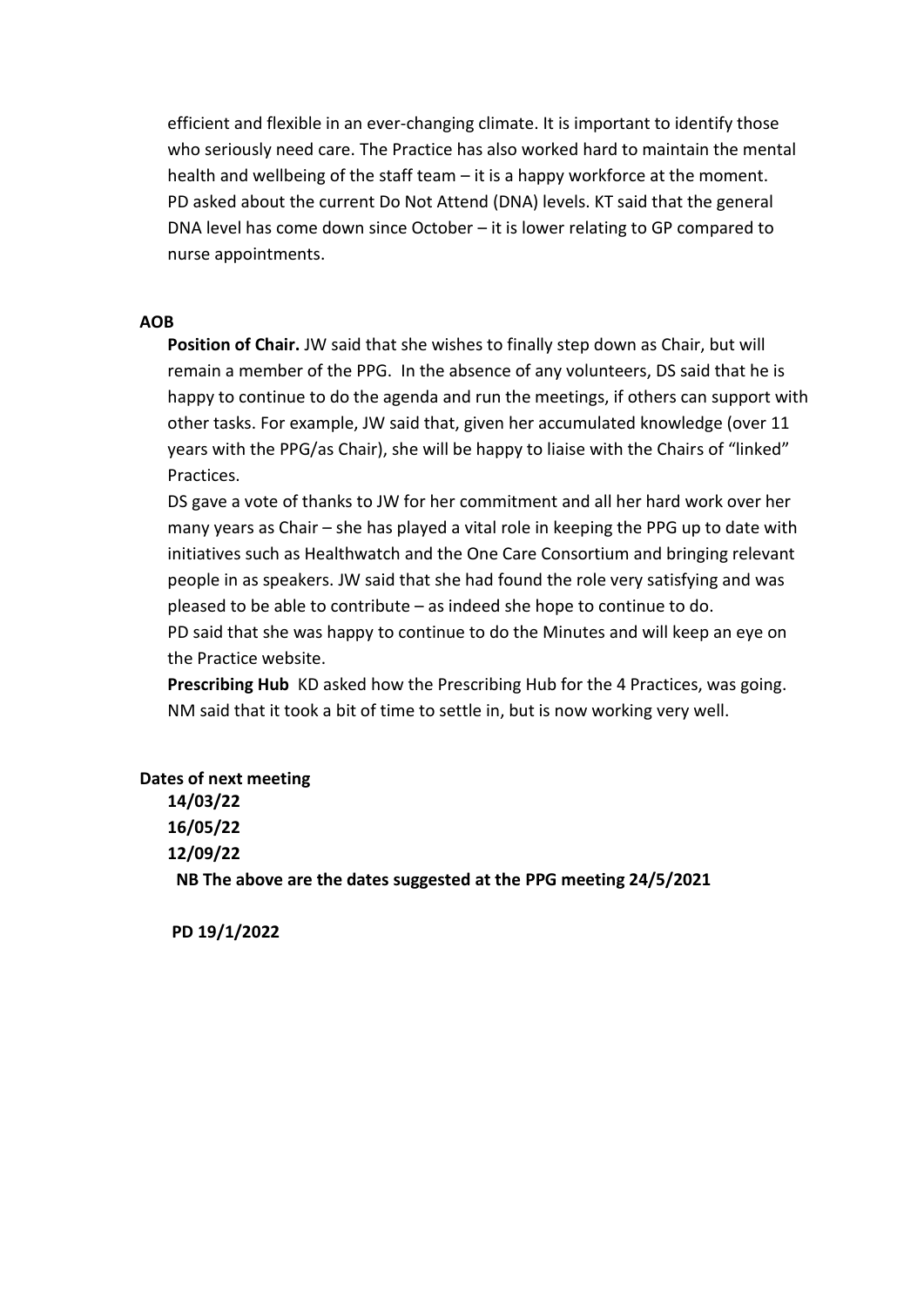efficient and flexible in an ever-changing climate. It is important to identify those who seriously need care. The Practice has also worked hard to maintain the mental health and wellbeing of the staff team – it is a happy workforce at the moment.
PD asked about the current Do Not Attend (DNA) levels. KT said that the general DNA level has come down since October – it is lower relating to GP compared to nurse appointments.

**AOB**

**Position of Chair.** JW said that she wishes to finally step down as Chair, but will remain a member of the PPG. In the absence of any volunteers, DS said that he is happy to continue to do the agenda and run the meetings, if others can support with other tasks. For example, JW said that, given her accumulated knowledge (over 11 years with the PPG/as Chair), she will be happy to liaise with the Chairs of "linked" Practices.
DS gave a vote of thanks to JW for her commitment and all her hard work over her many years as Chair – she has played a vital role in keeping the PPG up to date with initiatives such as Healthwatch and the One Care Consortium and bringing relevant people in as speakers. JW said that she had found the role very satisfying and was pleased to be able to contribute – as indeed she hope to continue to do.
PD said that she was happy to continue to do the Minutes and will keep an eye on the Practice website.
**Prescribing Hub** KD asked how the Prescribing Hub for the 4 Practices, was going. NM said that it took a bit of time to settle in, but is now working very well.

**Dates of next meeting**

**14/03/22**
**16/05/22**
**12/09/22**
**NB The above are the dates suggested at the PPG meeting 24/5/2021**

**PD 19/1/2022**